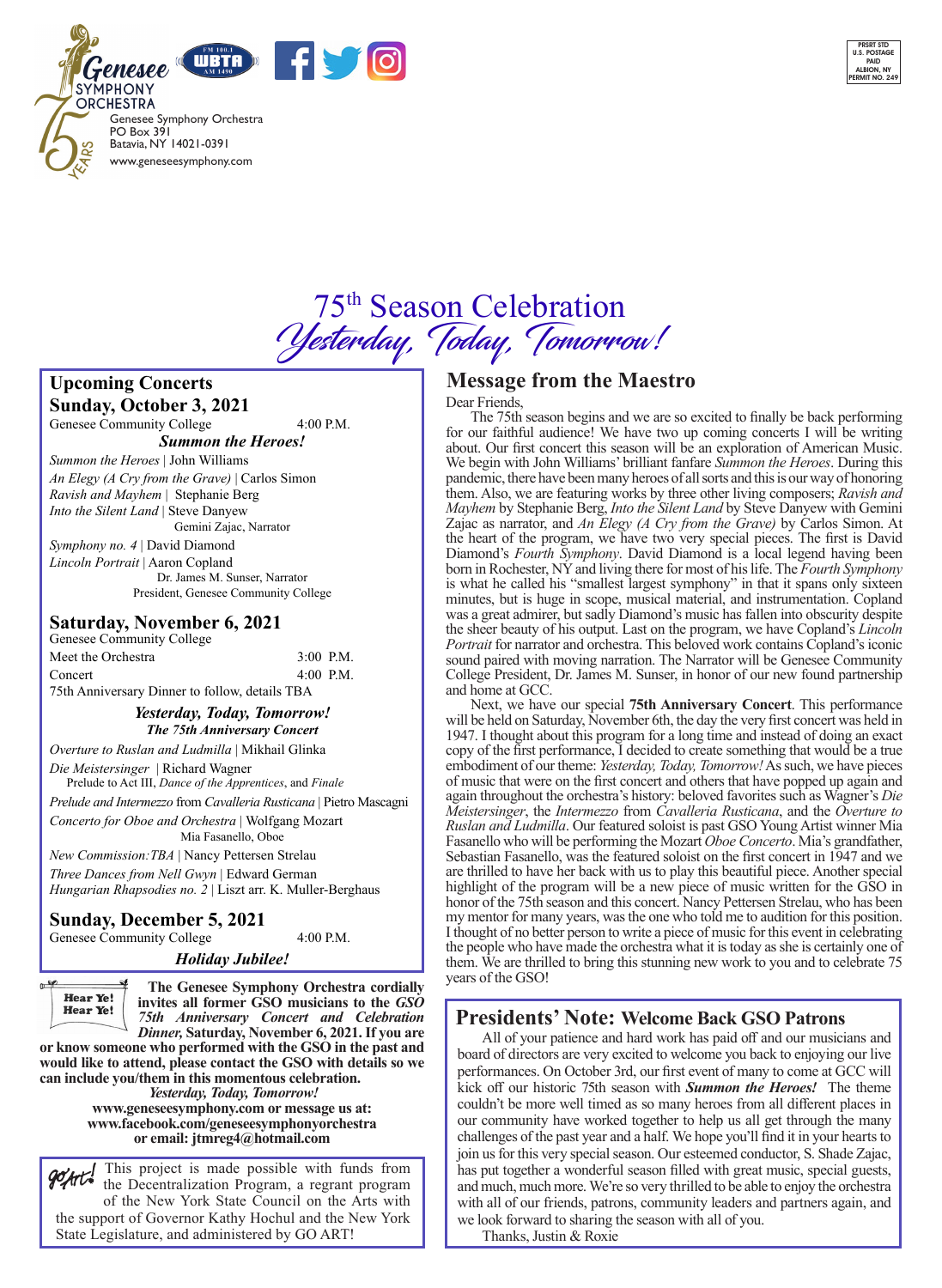Genesee Symphony Orchestra
PO Box 391
Batavia, NY 14021-0391
www.geneseesymphony.com

PRSRT STD
U.S. POSTAGE
PAID
ALBION, NY
PERMIT NO. 249

# 75th Season Celebration

## *Yesterday, Today, Tomorrow!*

## Upcoming Concerts

### Sunday, October 3, 2021

Genesee Community College 4:00 P.M.

***Summon the Heroes!***

*Summon the Heroes* | John Williams
*An Elegy (A Cry from the Grave)* | Carlos Simon
*Ravish and Mayhem* | Stephanie Berg
*Into the Silent Land* | Steve Danyew
Gemini Zajac, Narrator
*Symphony no. 4* | David Diamond
*Lincoln Portrait* | Aaron Copland
Dr. James M. Sunser, Narrator
President, Genesee Community College

### Saturday, November 6, 2021

Genesee Community College
Meet the Orchestra 3:00 P.M.
Concert 4:00 P.M.
75th Anniversary Dinner to follow, details TBA

***Yesterday, Today, Tomorrow!***
***The 75th Anniversary Concert***

*Overture to Ruslan and Ludmilla* | Mikhail Glinka
*Die Meistersinger* | Richard Wagner
Prelude to Act III, *Dance of the Apprentices*, and *Finale*
*Prelude and Intermezzo* from *Cavalleria Rusticana* | Pietro Mascagni
*Concerto for Oboe and Orchestra* | Wolfgang Mozart
Mia Fasanello, Oboe
*New Commission:TBA* | Nancy Pettersen Strelau
*Three Dances from Nell Gwyn* | Edward German
*Hungarian Rhapsodies no. 2* | Liszt arr. K. Muller-Berghaus

### Sunday, December 5, 2021

Genesee Community College 4:00 P.M.

***Holiday Jubilee!***

Hear Ye! Hear Ye!

**The Genesee Symphony Orchestra cordially invites all former GSO musicians to the *GSO 75th Anniversary Concert and Celebration Dinner,* Saturday, November 6, 2021. If you are or know someone who performed with the GSO in the past and would like to attend, please contact the GSO with details so we can include you/them in this momentous celebration.**
***Yesterday, Today, Tomorrow!***
**www.geneseesymphony.com or message us at:**
**www.facebook.com/geneseesymphonyorchestra**
**or email: jtmreg4@hotmail.com**

This project is made possible with funds from the Decentralization Program, a regrant program of the New York State Council on the Arts with the support of Governor Kathy Hochul and the New York State Legislature, and administered by GO ART!

## Message from the Maestro

Dear Friends,

The 75th season begins and we are so excited to finally be back performing for our faithful audience! We have two up coming concerts I will be writing about. Our first concert this season will be an exploration of American Music. We begin with John Williams' brilliant fanfare *Summon the Heroes*. During this pandemic, there have been many heroes of all sorts and this is our way of honoring them. Also, we are featuring works by three other living composers; *Ravish and Mayhem* by Stephanie Berg, *Into the Silent Land* by Steve Danyew with Gemini Zajac as narrator, and *An Elegy (A Cry from the Grave)* by Carlos Simon. At the heart of the program, we have two very special pieces. The first is David Diamond's *Fourth Symphony*. David Diamond is a local legend having been born in Rochester, NY and living there for most of his life. The *Fourth Symphony* is what he called his "smallest largest symphony" in that it spans only sixteen minutes, but is huge in scope, musical material, and instrumentation. Copland was a great admirer, but sadly Diamond's music has fallen into obscurity despite the sheer beauty of his output. Last on the program, we have Copland's *Lincoln Portrait* for narrator and orchestra. This beloved work contains Copland's iconic sound paired with moving narration. The Narrator will be Genesee Community College President, Dr. James M. Sunser, in honor of our new found partnership and home at GCC.

Next, we have our special **75th Anniversary Concert**. This performance will be held on Saturday, November 6th, the day the very first concert was held in 1947. I thought about this program for a long time and instead of doing an exact copy of the first performance, I decided to create something that would be a true embodiment of our theme: *Yesterday, Today, Tomorrow!* As such, we have pieces of music that were on the first concert and others that have popped up again and again throughout the orchestra's history: beloved favorites such as Wagner's *Die Meistersinger*, the *Intermezzo* from *Cavalleria Rusticana*, and the *Overture to Ruslan and Ludmilla*. Our featured soloist is past GSO Young Artist winner Mia Fasanello who will be performing the Mozart *Oboe Concerto*. Mia's grandfather, Sebastian Fasanello, was the featured soloist on the first concert in 1947 and we are thrilled to have her back with us to play this beautiful piece. Another special highlight of the program will be a new piece of music written for the GSO in honor of the 75th season and this concert. Nancy Pettersen Strelau, who has been my mentor for many years, was the one who told me to audition for this position. I thought of no better person to write a piece of music for this event in celebrating the people who have made the orchestra what it is today as she is certainly one of them. We are thrilled to bring this stunning new work to you and to celebrate 75 years of the GSO!

## Presidents' Note: Welcome Back GSO Patrons

All of your patience and hard work has paid off and our musicians and board of directors are very excited to welcome you back to enjoying our live performances. On October 3rd, our first event of many to come at GCC will kick off our historic 75th season with ***Summon the Heroes!*** The theme couldn't be more well timed as so many heroes from all different places in our community have worked together to help us all get through the many challenges of the past year and a half. We hope you'll find it in your hearts to join us for this very special season. Our esteemed conductor, S. Shade Zajac, has put together a wonderful season filled with great music, special guests, and much, much more. We're so very thrilled to be able to enjoy the orchestra with all of our friends, patrons, community leaders and partners again, and we look forward to sharing the season with all of you.

Thanks, Justin & Roxie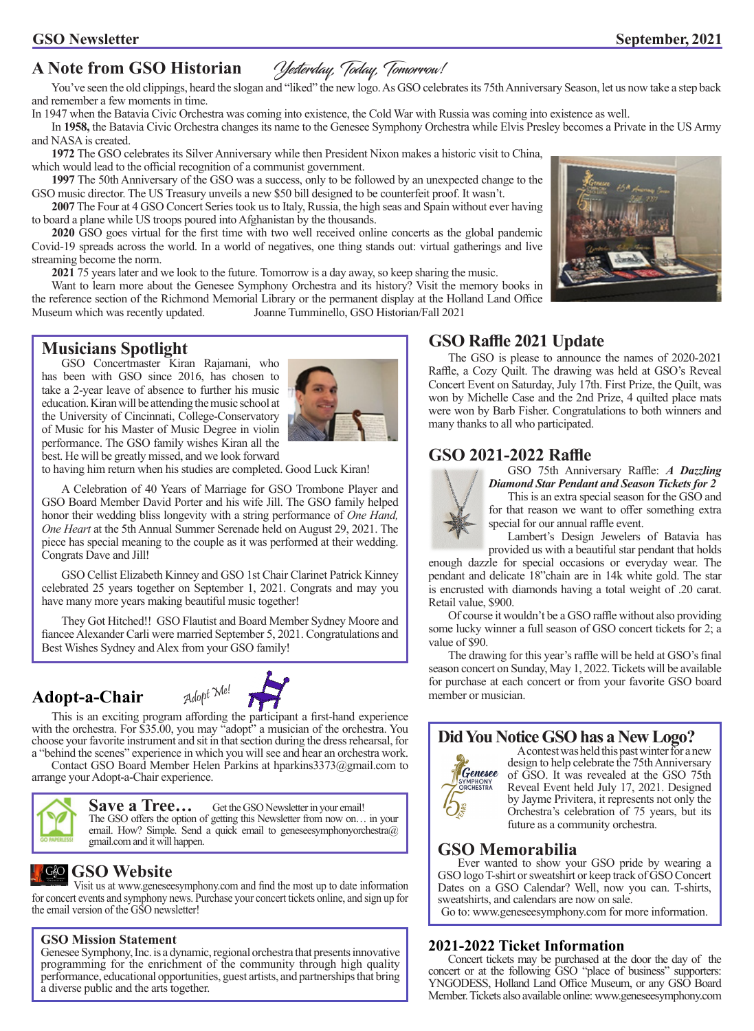## A Note from GSO Historian

*Yesterday, Today, Tomorrow!*

You've seen the old clippings, heard the slogan and "liked" the new logo. As GSO celebrates its 75th Anniversary Season, let us now take a step back and remember a few moments in time.

In 1947 when the Batavia Civic Orchestra was coming into existence, the Cold War with Russia was coming into existence as well.

In **1958,** the Batavia Civic Orchestra changes its name to the Genesee Symphony Orchestra while Elvis Presley becomes a Private in the US Army and NASA is created.

**1972** The GSO celebrates its Silver Anniversary while then President Nixon makes a historic visit to China, which would lead to the official recognition of a communist government.

**1997** The 50th Anniversary of the GSO was a success, only to be followed by an unexpected change to the GSO music director. The US Treasury unveils a new $50 bill designed to be counterfeit proof. It wasn't.

**2007** The Four at 4 GSO Concert Series took us to Italy, Russia, the high seas and Spain without ever having to board a plane while US troops poured into Afghanistan by the thousands.

**2020** GSO goes virtual for the first time with two well received online concerts as the global pandemic Covid-19 spreads across the world. In a world of negatives, one thing stands out: virtual gatherings and live streaming become the norm.

**2021** 75 years later and we look to the future. Tomorrow is a day away, so keep sharing the music.

Want to learn more about the Genesee Symphony Orchestra and its history? Visit the memory books in the reference section of the Richmond Memorial Library or the permanent display at the Holland Land Office Museum which was recently updated. Joanne Tumminello, GSO Historian/Fall 2021

## Musicians Spotlight

GSO Concertmaster Kiran Rajamani, who has been with GSO since 2016, has chosen to take a 2-year leave of absence to further his music education. Kiran will be attending the music school at the University of Cincinnati, College-Conservatory of Music for his Master of Music Degree in violin performance. The GSO family wishes Kiran all the best. He will be greatly missed, and we look forward to having him return when his studies are completed. Good Luck Kiran!

A Celebration of 40 Years of Marriage for GSO Trombone Player and GSO Board Member David Porter and his wife Jill. The GSO family helped honor their wedding bliss longevity with a string performance of *One Hand, One Heart* at the 5th Annual Summer Serenade held on August 29, 2021. The piece has special meaning to the couple as it was performed at their wedding. Congrats Dave and Jill!

GSO Cellist Elizabeth Kinney and GSO 1st Chair Clarinet Patrick Kinney celebrated 25 years together on September 1, 2021. Congrats and may you have many more years making beautiful music together!

They Got Hitched!! GSO Flautist and Board Member Sydney Moore and fiancee Alexander Carli were married September 5, 2021. Congratulations and Best Wishes Sydney and Alex from your GSO family!

## Adopt-a-Chair

*Adopt Me!*

This is an exciting program affording the participant a first-hand experience with the orchestra. For $35.00, you may "adopt" a musician of the orchestra. You choose your favorite instrument and sit in that section during the dress rehearsal, for a "behind the scenes" experience in which you will see and hear an orchestra work.

Contact GSO Board Member Helen Parkins at hparkins3373@gmail.com to arrange your Adopt-a-Chair experience.

## Save a Tree…

Get the GSO Newsletter in your email!

The GSO offers the option of getting this Newsletter from now on… in your email. How? Simple. Send a quick email to geneseesymphonyorchestra@gmail.com and it will happen.

GO PAPERLESS!

## GSO Website

Visit us at www.geneseesymphony.com and find the most up to date information for concert events and symphony news. Purchase your concert tickets online, and sign up for the email version of the GSO newsletter!

## GSO Mission Statement

Genesee Symphony, Inc. is a dynamic, regional orchestra that presents innovative programming for the enrichment of the community through high quality performance, educational opportunities, guest artists, and partnerships that bring a diverse public and the arts together.

## GSO Raffle 2021 Update

The GSO is please to announce the names of 2020-2021 Raffle, a Cozy Quilt. The drawing was held at GSO's Reveal Concert Event on Saturday, July 17th. First Prize, the Quilt, was won by Michelle Case and the 2nd Prize, 4 quilted place mats were won by Barb Fisher. Congratulations to both winners and many thanks to all who participated.

## GSO 2021-2022 Raffle

GSO 75th Anniversary Raffle: ***A Dazzling Diamond Star Pendant and Season Tickets for 2***

This is an extra special season for the GSO and for that reason we want to offer something extra special for our annual raffle event.

Lambert's Design Jewelers of Batavia has provided us with a beautiful star pendant that holds enough dazzle for special occasions or everyday wear. The pendant and delicate 18"chain are in 14k white gold. The star is encrusted with diamonds having a total weight of .20 carat. Retail value, $900.

Of course it wouldn't be a GSO raffle without also providing some lucky winner a full season of GSO concert tickets for 2; a value of $90.

The drawing for this year's raffle will be held at GSO's final season concert on Sunday, May 1, 2022. Tickets will be available for purchase at each concert or from your favorite GSO board member or musician.

## Did You Notice GSO has a New Logo?

A contest was held this past winter for a new design to help celebrate the 75th Anniversary of GSO. It was revealed at the GSO 75th Reveal Event held July 17, 2021. Designed by Jayme Privitera, it represents not only the Orchestra's celebration of 75 years, but its future as a community orchestra.

## GSO Memorabilia

Ever wanted to show your GSO pride by wearing a GSO logo T-shirt or sweatshirt or keep track of GSO Concert Dates on a GSO Calendar? Well, now you can. T-shirts, sweatshirts, and calendars are now on sale.

Go to: www.geneseesymphony.com for more information.

## 2021-2022 Ticket Information

Concert tickets may be purchased at the door the day of the concert or at the following GSO "place of business" supporters: YNGODESS, Holland Land Office Museum, or any GSO Board Member. Tickets also available online: www.geneseesymphony.com